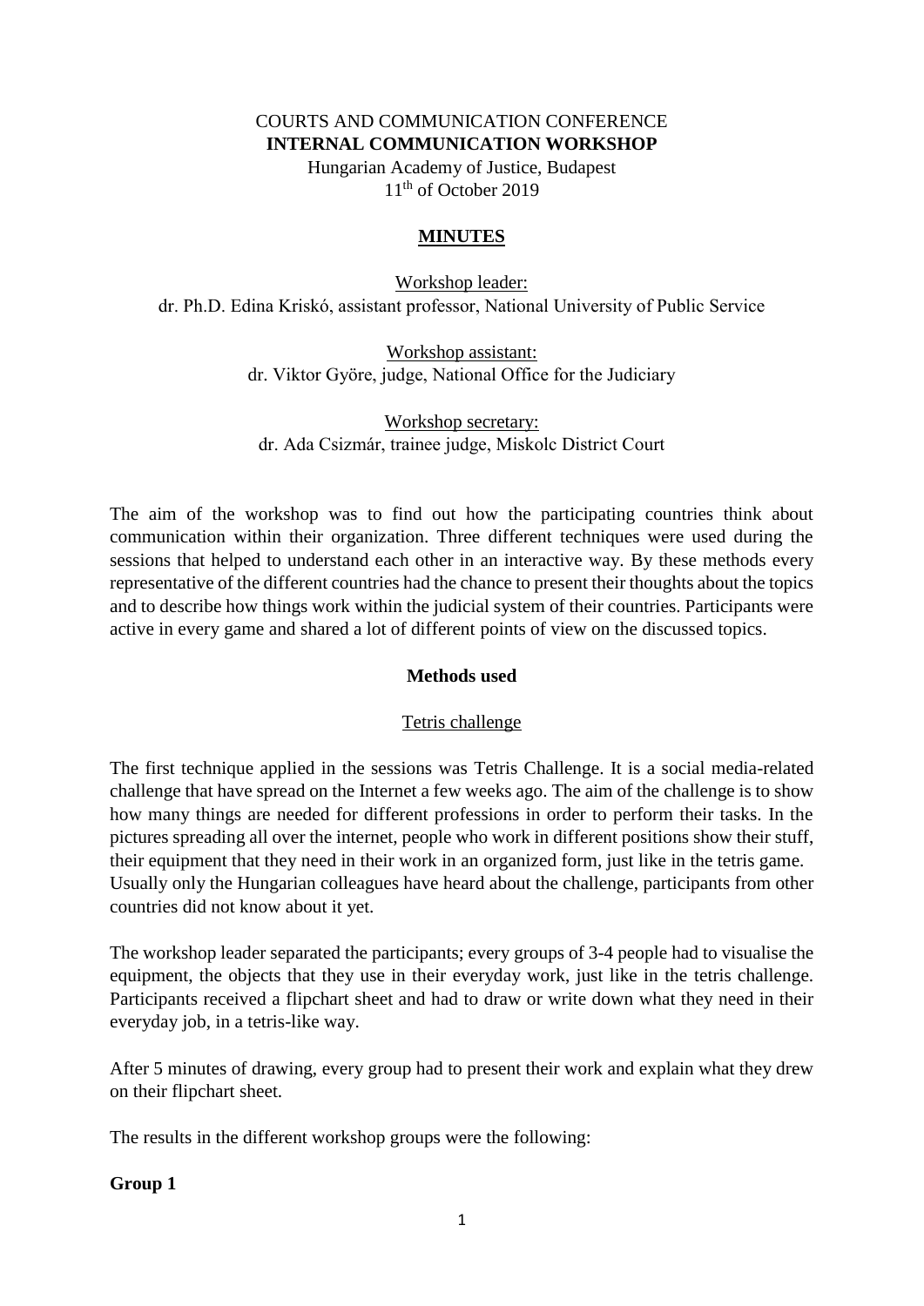COURTS AND COMMUNICATION CONFERENCE

**INTERNAL COMMUNICATION WORKSHOP**

Hungarian Academy of Justice, Budapest

11th of October 2019

## MINUTES

Workshop leader:

dr. Ph.D. Edina Kriskó, assistant professor, National University of Public Service

Workshop assistant:

dr. Viktor Györe, judge, National Office for the Judiciary

Workshop secretary:

dr. Ada Csizmár, trainee judge, Miskolc District Court

The aim of the workshop was to find out how the participating countries think about communication within their organization. Three different techniques were used during the sessions that helped to understand each other in an interactive way. By these methods every representative of the different countries had the chance to present their thoughts about the topics and to describe how things work within the judicial system of their countries. Participants were active in every game and shared a lot of different points of view on the discussed topics.

### Methods used

#### Tetris challenge

The first technique applied in the sessions was Tetris Challenge. It is a social media-related challenge that have spread on the Internet a few weeks ago. The aim of the challenge is to show how many things are needed for different professions in order to perform their tasks. In the pictures spreading all over the internet, people who work in different positions show their stuff, their equipment that they need in their work in an organized form, just like in the tetris game. Usually only the Hungarian colleagues have heard about the challenge, participants from other countries did not know about it yet.

The workshop leader separated the participants; every groups of 3-4 people had to visualise the equipment, the objects that they use in their everyday work, just like in the tetris challenge. Participants received a flipchart sheet and had to draw or write down what they need in their everyday job, in a tetris-like way.

After 5 minutes of drawing, every group had to present their work and explain what they drew on their flipchart sheet.

The results in the different workshop groups were the following:

**Group 1**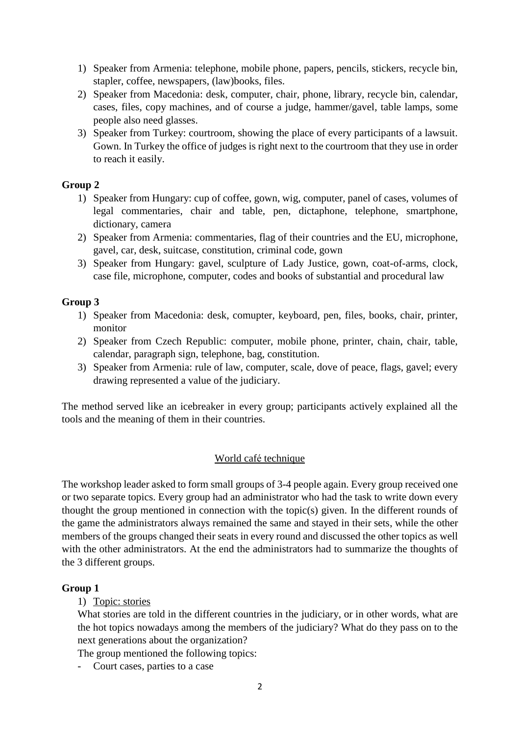1) Speaker from Armenia: telephone, mobile phone, papers, pencils, stickers, recycle bin, stapler, coffee, newspapers, (law)books, files.
2) Speaker from Macedonia: desk, computer, chair, phone, library, recycle bin, calendar, cases, files, copy machines, and of course a judge, hammer/gavel, table lamps, some people also need glasses.
3) Speaker from Turkey: courtroom, showing the place of every participants of a lawsuit. Gown. In Turkey the office of judges is right next to the courtroom that they use in order to reach it easily.

**Group 2**

1) Speaker from Hungary: cup of coffee, gown, wig, computer, panel of cases, volumes of legal commentaries, chair and table, pen, dictaphone, telephone, smartphone, dictionary, camera
2) Speaker from Armenia: commentaries, flag of their countries and the EU, microphone, gavel, car, desk, suitcase, constitution, criminal code, gown
3) Speaker from Hungary: gavel, sculpture of Lady Justice, gown, coat-of-arms, clock, case file, microphone, computer, codes and books of substantial and procedural law

**Group 3**

1) Speaker from Macedonia: desk, comupter, keyboard, pen, files, books, chair, printer, monitor
2) Speaker from Czech Republic: computer, mobile phone, printer, chain, chair, table, calendar, paragraph sign, telephone, bag, constitution.
3) Speaker from Armenia: rule of law, computer, scale, dove of peace, flags, gavel; every drawing represented a value of the judiciary.

The method served like an icebreaker in every group; participants actively explained all the tools and the meaning of them in their countries.

<u>World café technique</u>

The workshop leader asked to form small groups of 3-4 people again. Every group received one or two separate topics. Every group had an administrator who had the task to write down every thought the group mentioned in connection with the topic(s) given. In the different rounds of the game the administrators always remained the same and stayed in their sets, while the other members of the groups changed their seats in every round and discussed the other topics as well with the other administrators. At the end the administrators had to summarize the thoughts of the 3 different groups.

**Group 1**

1) <u>Topic: stories</u>

What stories are told in the different countries in the judiciary, or in other words, what are the hot topics nowadays among the members of the judiciary? What do they pass on to the next generations about the organization?

The group mentioned the following topics:

- Court cases, parties to a case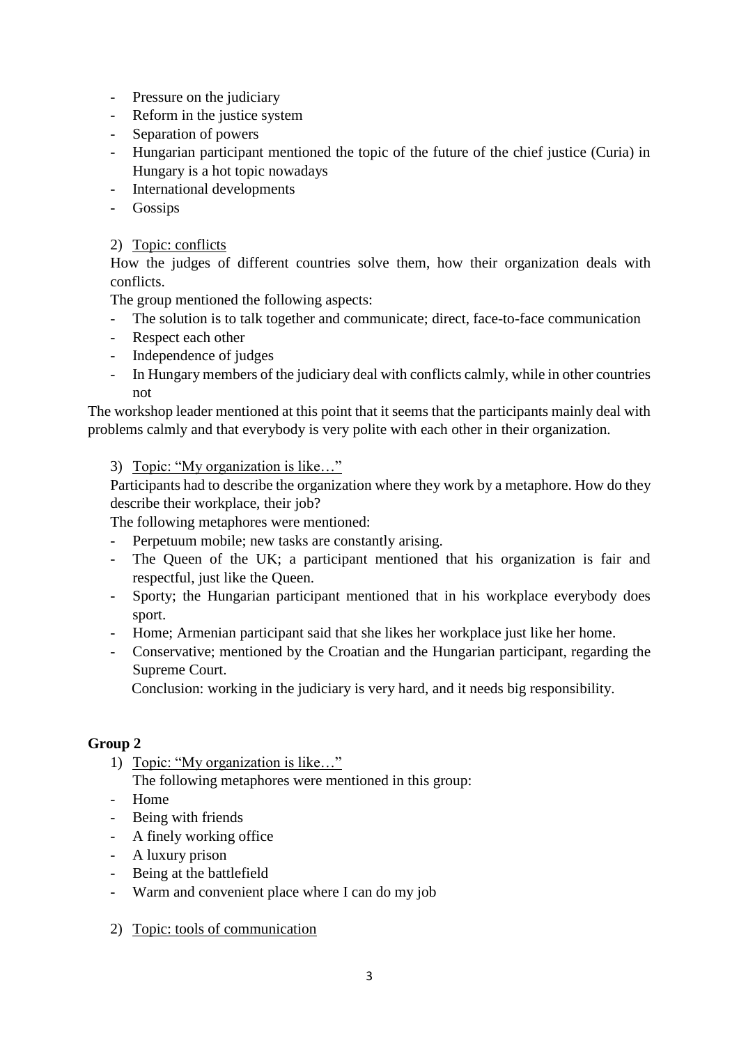- Pressure on the judiciary
- Reform in the justice system
- Separation of powers
- Hungarian participant mentioned the topic of the future of the chief justice (Curia) in Hungary is a hot topic nowadays
- International developments
- Gossips

2) Topic: conflicts

How the judges of different countries solve them, how their organization deals with conflicts.

The group mentioned the following aspects:

- The solution is to talk together and communicate; direct, face-to-face communication
- Respect each other
- Independence of judges
- In Hungary members of the judiciary deal with conflicts calmly, while in other countries not

The workshop leader mentioned at this point that it seems that the participants mainly deal with problems calmly and that everybody is very polite with each other in their organization.

3) Topic: "My organization is like…"

Participants had to describe the organization where they work by a metaphore. How do they describe their workplace, their job?

The following metaphores were mentioned:

- Perpetuum mobile; new tasks are constantly arising.
- The Queen of the UK; a participant mentioned that his organization is fair and respectful, just like the Queen.
- Sporty; the Hungarian participant mentioned that in his workplace everybody does sport.
- Home; Armenian participant said that she likes her workplace just like her home.
- Conservative; mentioned by the Croatian and the Hungarian participant, regarding the Supreme Court.

Conclusion: working in the judiciary is very hard, and it needs big responsibility.

**Group 2**

1) Topic: "My organization is like…"

The following metaphores were mentioned in this group:

- Home
- Being with friends
- A finely working office
- A luxury prison
- Being at the battlefield
- Warm and convenient place where I can do my job

2) Topic: tools of communication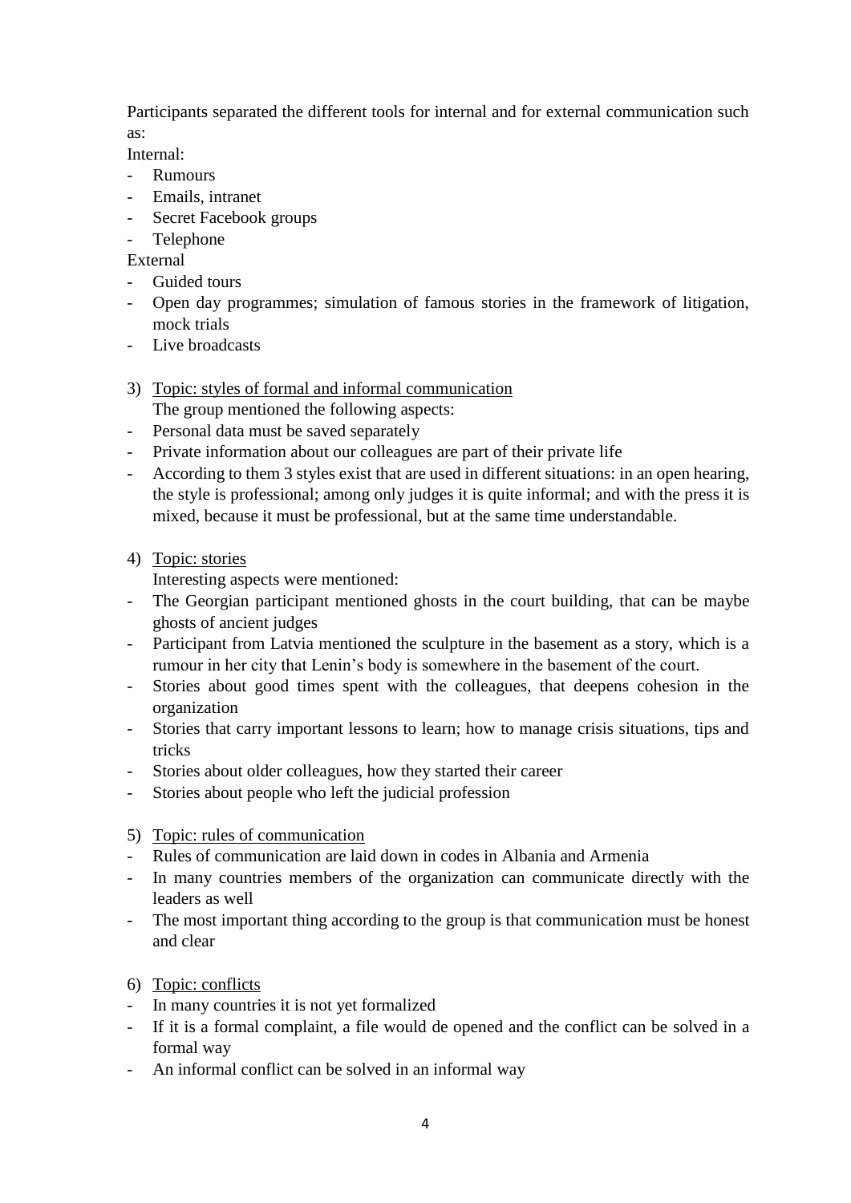Participants separated the different tools for internal and for external communication such as:

Internal:

- Rumours
- Emails, intranet
- Secret Facebook groups
- Telephone

External

- Guided tours
- Open day programmes; simulation of famous stories in the framework of litigation, mock trials
- Live broadcasts

3) <u>Topic: styles of formal and informal communication</u>

   The group mentioned the following aspects:

- Personal data must be saved separately
- Private information about our colleagues are part of their private life
- According to them 3 styles exist that are used in different situations: in an open hearing, the style is professional; among only judges it is quite informal; and with the press it is mixed, because it must be professional, but at the same time understandable.

4) <u>Topic: stories</u>

   Interesting aspects were mentioned:

- The Georgian participant mentioned ghosts in the court building, that can be maybe ghosts of ancient judges
- Participant from Latvia mentioned the sculpture in the basement as a story, which is a rumour in her city that Lenin's body is somewhere in the basement of the court.
- Stories about good times spent with the colleagues, that deepens cohesion in the organization
- Stories that carry important lessons to learn; how to manage crisis situations, tips and tricks
- Stories about older colleagues, how they started their career
- Stories about people who left the judicial profession

5) <u>Topic: rules of communication</u>

- Rules of communication are laid down in codes in Albania and Armenia
- In many countries members of the organization can communicate directly with the leaders as well
- The most important thing according to the group is that communication must be honest and clear

6) <u>Topic: conflicts</u>

- In many countries it is not yet formalized
- If it is a formal complaint, a file would de opened and the conflict can be solved in a formal way
- An informal conflict can be solved in an informal way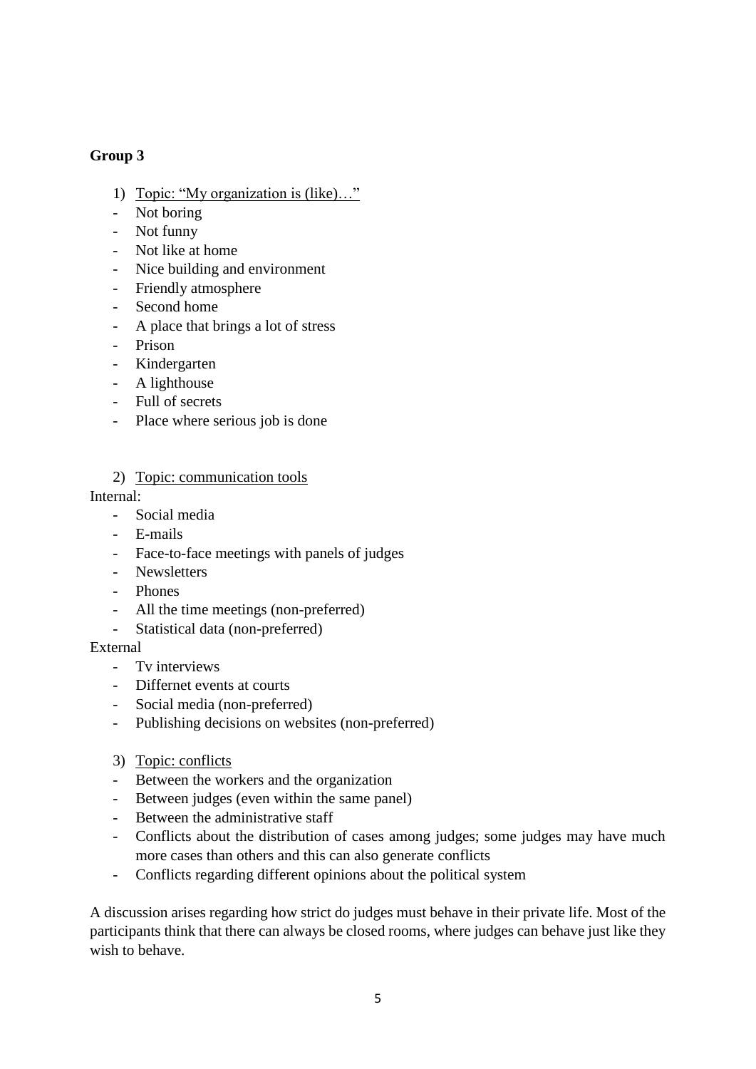**Group 3**

1) <u>Topic: "My organization is (like)…"</u>

- Not boring
- Not funny
- Not like at home
- Nice building and environment
- Friendly atmosphere
- Second home
- A place that brings a lot of stress
- Prison
- Kindergarten
- A lighthouse
- Full of secrets
- Place where serious job is done

2) <u>Topic: communication tools</u>

Internal:

- Social media
- E-mails
- Face-to-face meetings with panels of judges
- Newsletters
- Phones
- All the time meetings (non-preferred)
- Statistical data (non-preferred)

External

- Tv interviews
- Differnet events at courts
- Social media (non-preferred)
- Publishing decisions on websites (non-preferred)

3) <u>Topic: conflicts</u>

- Between the workers and the organization
- Between judges (even within the same panel)
- Between the administrative staff
- Conflicts about the distribution of cases among judges; some judges may have much more cases than others and this can also generate conflicts
- Conflicts regarding different opinions about the political system

A discussion arises regarding how strict do judges must behave in their private life. Most of the participants think that there can always be closed rooms, where judges can behave just like they wish to behave.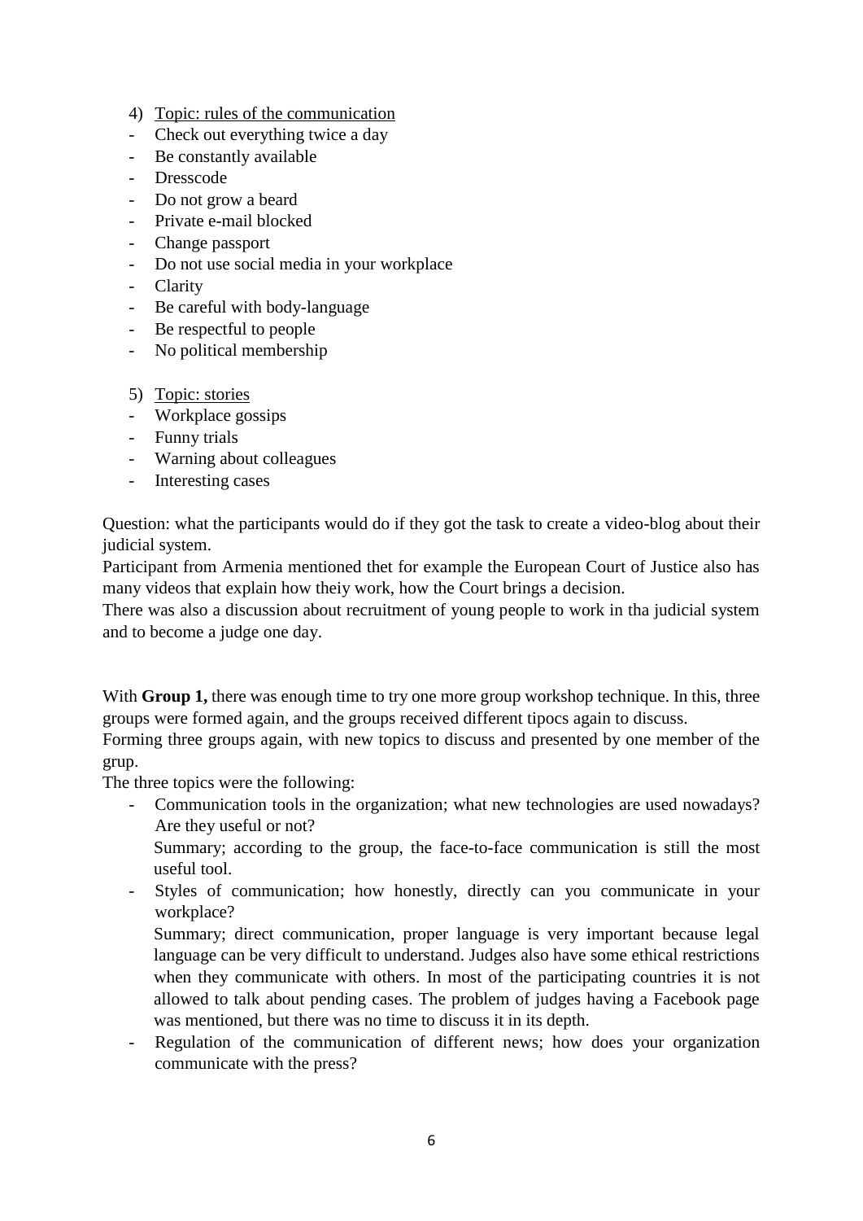4) <u>Topic: rules of the communication</u>

- Check out everything twice a day
- Be constantly available
- Dresscode
- Do not grow a beard
- Private e-mail blocked
- Change passport
- Do not use social media in your workplace
- Clarity
- Be careful with body-language
- Be respectful to people
- No political membership

5) <u>Topic: stories</u>

- Workplace gossips
- Funny trials
- Warning about colleagues
- Interesting cases

Question: what the participants would do if they got the task to create a video-blog about their judicial system.

Participant from Armenia mentioned thet for example the European Court of Justice also has many videos that explain how theiy work, how the Court brings a decision.

There was also a discussion about recruitment of young people to work in tha judicial system and to become a judge one day.

With **Group 1,** there was enough time to try one more group workshop technique. In this, three groups were formed again, and the groups received different tipocs again to discuss.

Forming three groups again, with new topics to discuss and presented by one member of the grup.

The three topics were the following:

- Communication tools in the organization; what new technologies are used nowadays? Are they useful or not?

  Summary; according to the group, the face-to-face communication is still the most useful tool.

- Styles of communication; how honestly, directly can you communicate in your workplace?

  Summary; direct communication, proper language is very important because legal language can be very difficult to understand. Judges also have some ethical restrictions when they communicate with others. In most of the participating countries it is not allowed to talk about pending cases. The problem of judges having a Facebook page was mentioned, but there was no time to discuss it in its depth.

- Regulation of the communication of different news; how does your organization communicate with the press?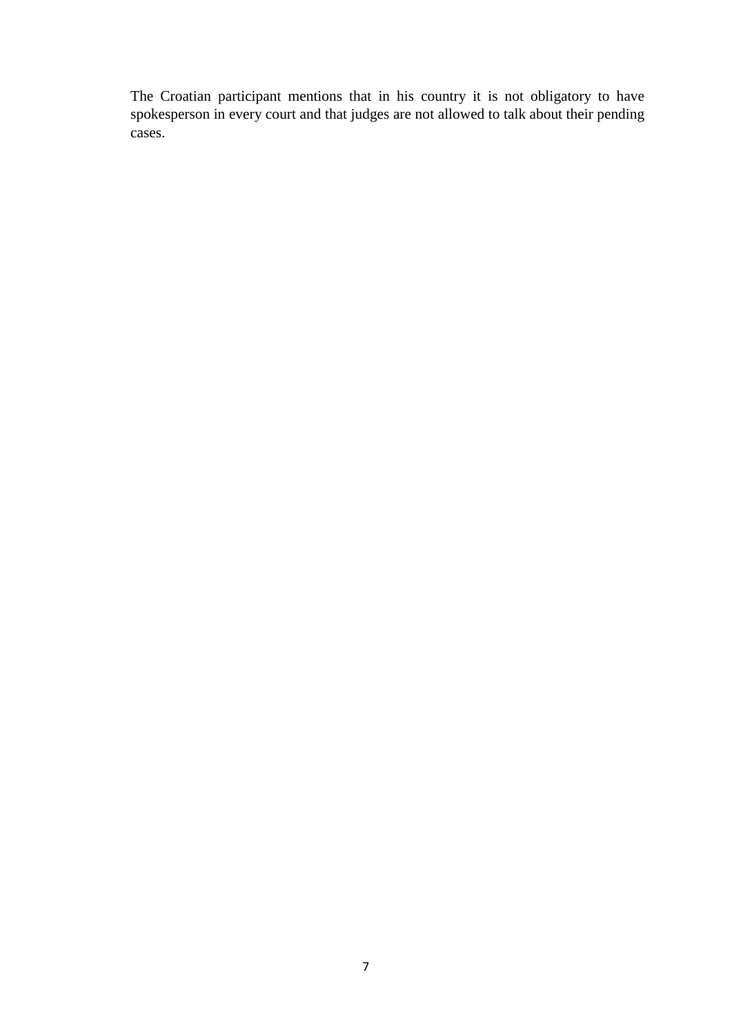The Croatian participant mentions that in his country it is not obligatory to have spokesperson in every court and that judges are not allowed to talk about their pending cases.